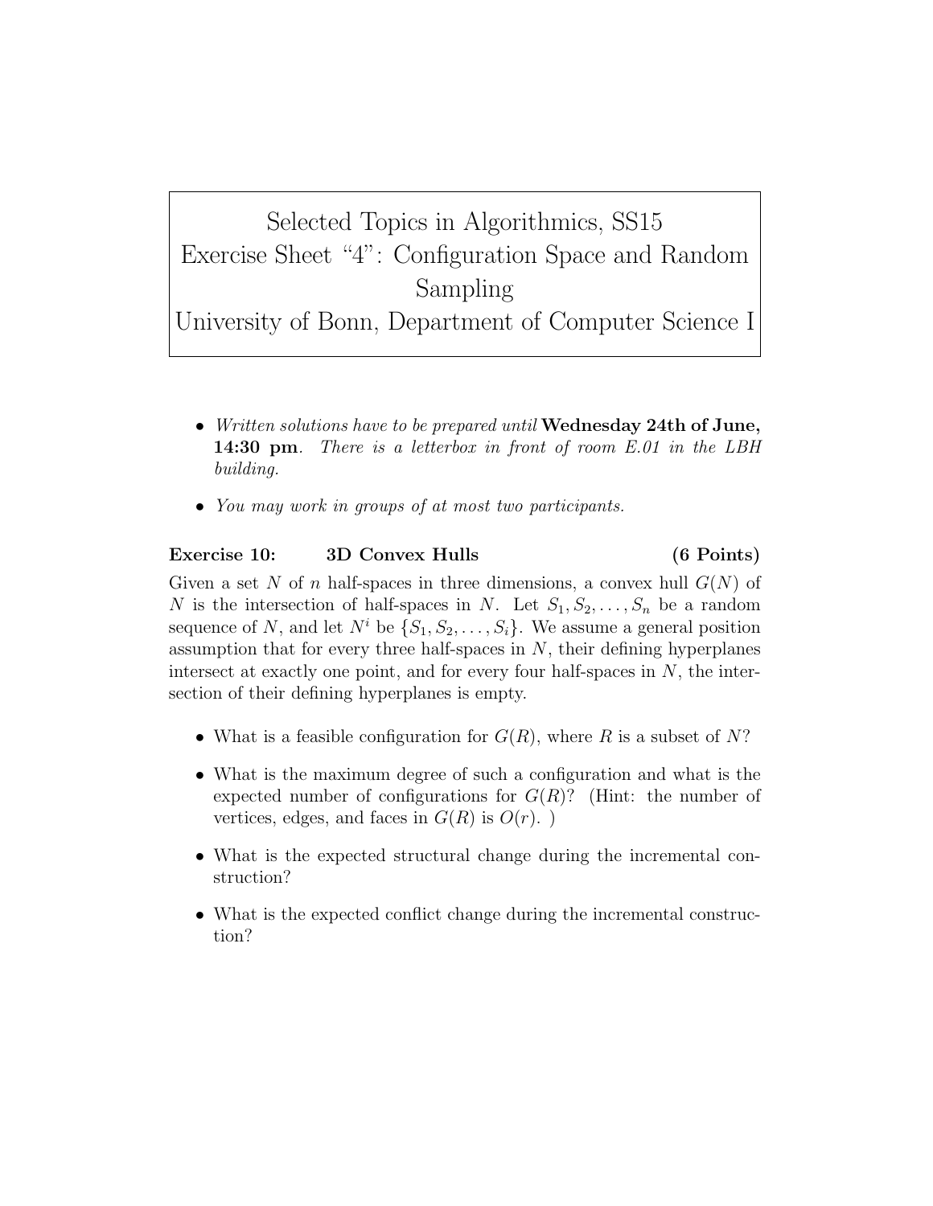# Selected Topics in Algorithmics, SS15
## Exercise Sheet "4": Configuration Space and Random Sampling
### University of Bonn, Department of Computer Science I

- *Written solutions have to be prepared until* **Wednesday 24th of June, 14:30 pm**. *There is a letterbox in front of room E.01 in the LBH building.*
- *You may work in groups of at most two participants.*

**Exercise 10: 3D Convex Hulls (6 Points)**

Given a set $N$ of $n$ half-spaces in three dimensions, a convex hull $G(N)$ of $N$ is the intersection of half-spaces in $N$. Let $S_1, S_2, \ldots, S_n$ be a random sequence of $N$, and let $N^i$ be $\{S_1, S_2, \ldots, S_i\}$. We assume a general position assumption that for every three half-spaces in $N$, their defining hyperplanes intersect at exactly one point, and for every four half-spaces in $N$, the intersection of their defining hyperplanes is empty.

- What is a feasible configuration for $G(R)$, where $R$ is a subset of $N$?
- What is the maximum degree of such a configuration and what is the expected number of configurations for $G(R)$? (Hint: the number of vertices, edges, and faces in $G(R)$ is $O(r)$. )
- What is the expected structural change during the incremental construction?
- What is the expected conflict change during the incremental construction?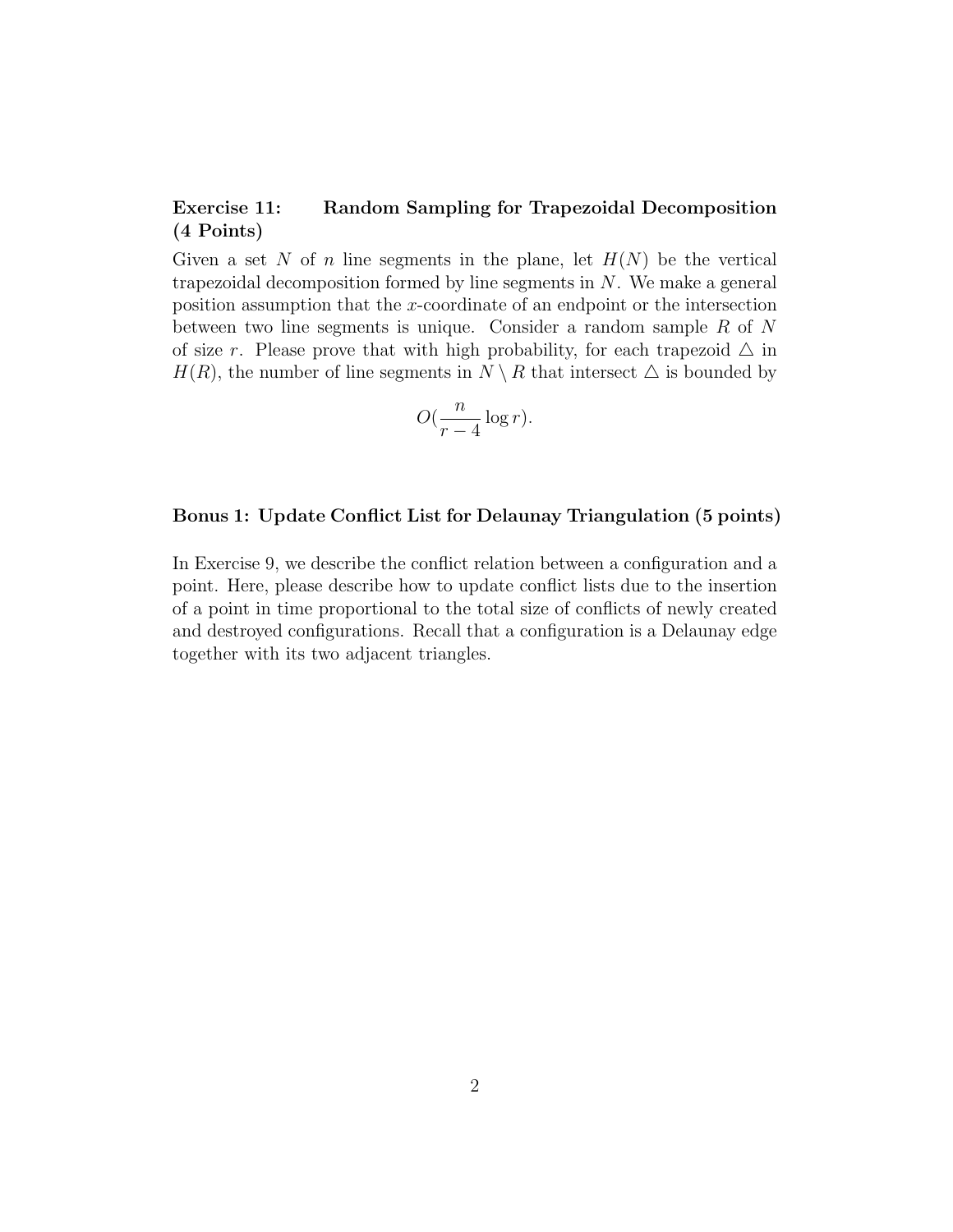**Exercise 11: Random Sampling for Trapezoidal Decomposition (4 Points)**

Given a set $N$ of $n$ line segments in the plane, let $H(N)$ be the vertical trapezoidal decomposition formed by line segments in $N$. We make a general position assumption that the $x$-coordinate of an endpoint or the intersection between two line segments is unique. Consider a random sample $R$ of $N$ of size $r$. Please prove that with high probability, for each trapezoid $\triangle$ in $H(R)$, the number of line segments in $N \setminus R$ that intersect $\triangle$ is bounded by

$$O(\frac{n}{r-4}\log r).$$

**Bonus 1: Update Conflict List for Delaunay Triangulation (5 points)**

In Exercise 9, we describe the conflict relation between a configuration and a point. Here, please describe how to update conflict lists due to the insertion of a point in time proportional to the total size of conflicts of newly created and destroyed configurations. Recall that a configuration is a Delaunay edge together with its two adjacent triangles.